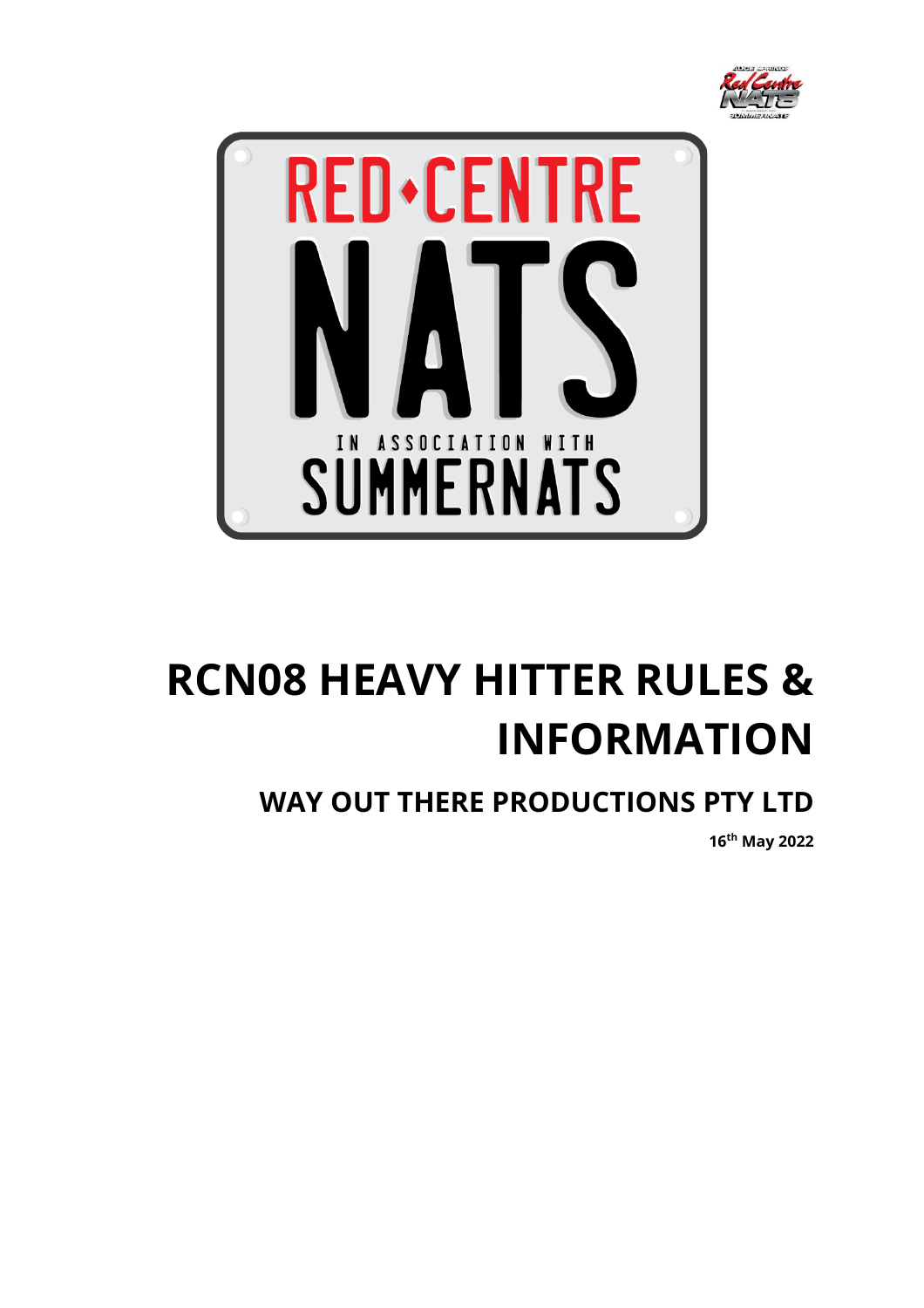# RCN08 HEAVY HITTER RULES & INFORMATION

## WAY OUT THERE PRODUCTIONS PTY LTD

**16th May 2022**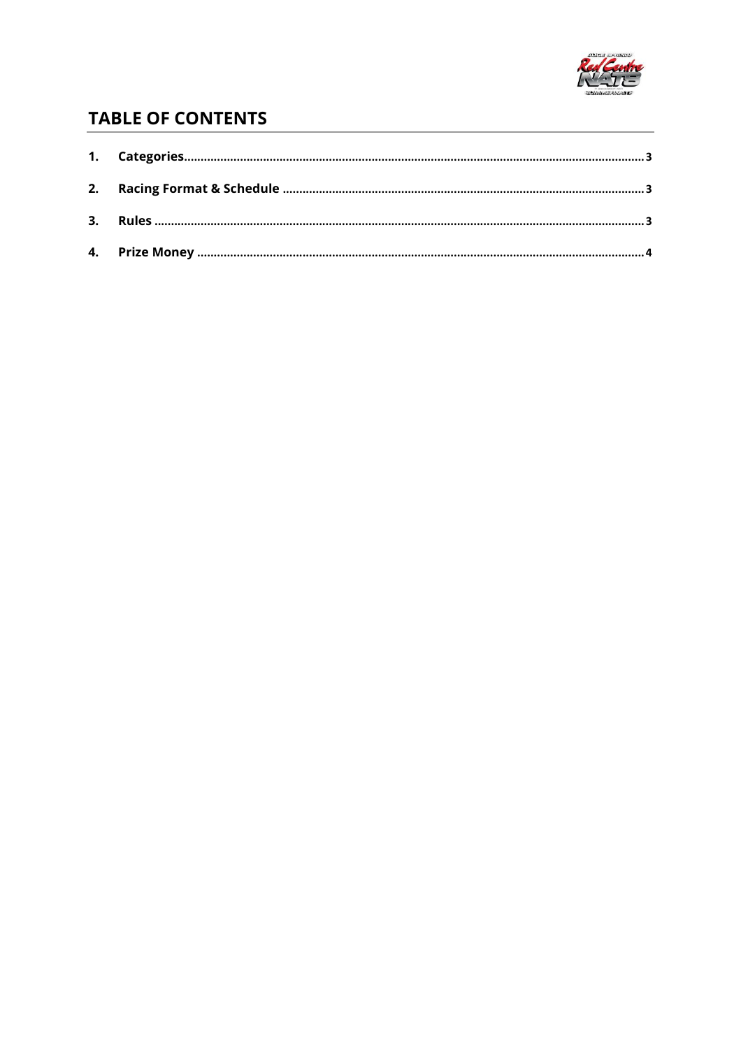# TABLE OF CONTENTS

1. Categories .......... 3
2. Racing Format & Schedule .......... 3
3. Rules .......... 3
4. Prize Money .......... 4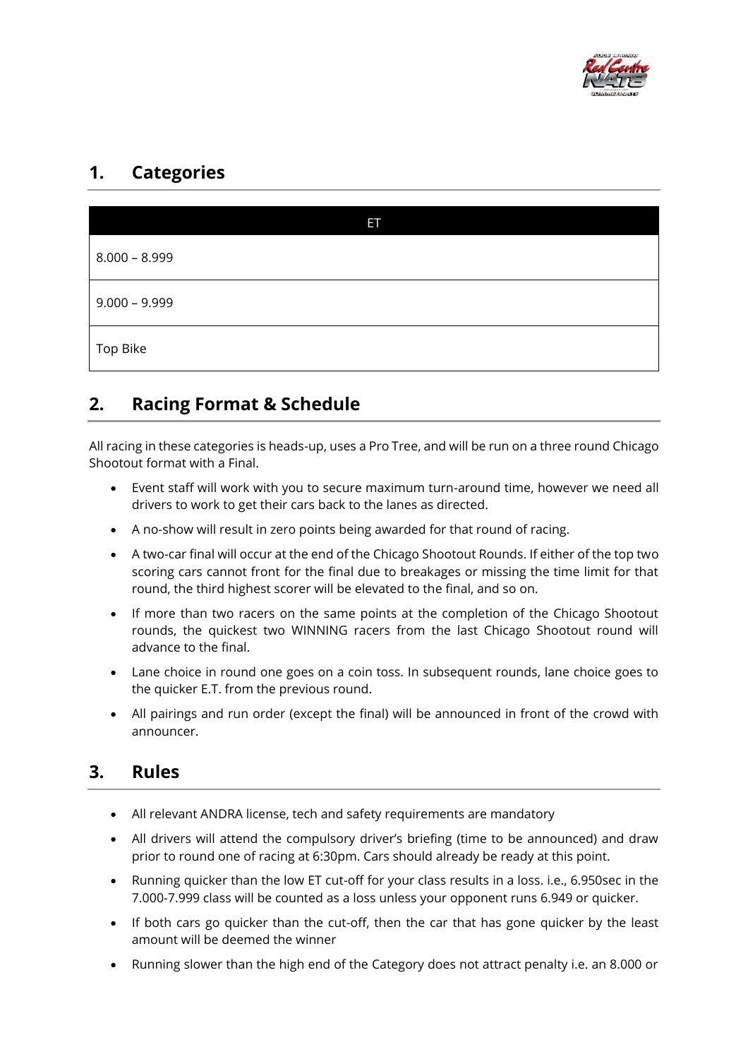## 1. Categories

| ET |
|---|
| 8.000 – 8.999 |
| 9.000 – 9.999 |
| Top Bike |

## 2. Racing Format & Schedule

All racing in these categories is heads-up, uses a Pro Tree, and will be run on a three round Chicago Shootout format with a Final.

- Event staff will work with you to secure maximum turn-around time, however we need all drivers to work to get their cars back to the lanes as directed.
- A no-show will result in zero points being awarded for that round of racing.
- A two-car final will occur at the end of the Chicago Shootout Rounds. If either of the top two scoring cars cannot front for the final due to breakages or missing the time limit for that round, the third highest scorer will be elevated to the final, and so on.
- If more than two racers on the same points at the completion of the Chicago Shootout rounds, the quickest two WINNING racers from the last Chicago Shootout round will advance to the final.
- Lane choice in round one goes on a coin toss. In subsequent rounds, lane choice goes to the quicker E.T. from the previous round.
- All pairings and run order (except the final) will be announced in front of the crowd with announcer.

## 3. Rules

- All relevant ANDRA license, tech and safety requirements are mandatory
- All drivers will attend the compulsory driver's briefing (time to be announced) and draw prior to round one of racing at 6:30pm. Cars should already be ready at this point.
- Running quicker than the low ET cut-off for your class results in a loss. i.e., 6.950sec in the 7.000-7.999 class will be counted as a loss unless your opponent runs 6.949 or quicker.
- If both cars go quicker than the cut-off, then the car that has gone quicker by the least amount will be deemed the winner
- Running slower than the high end of the Category does not attract penalty i.e. an 8.000 or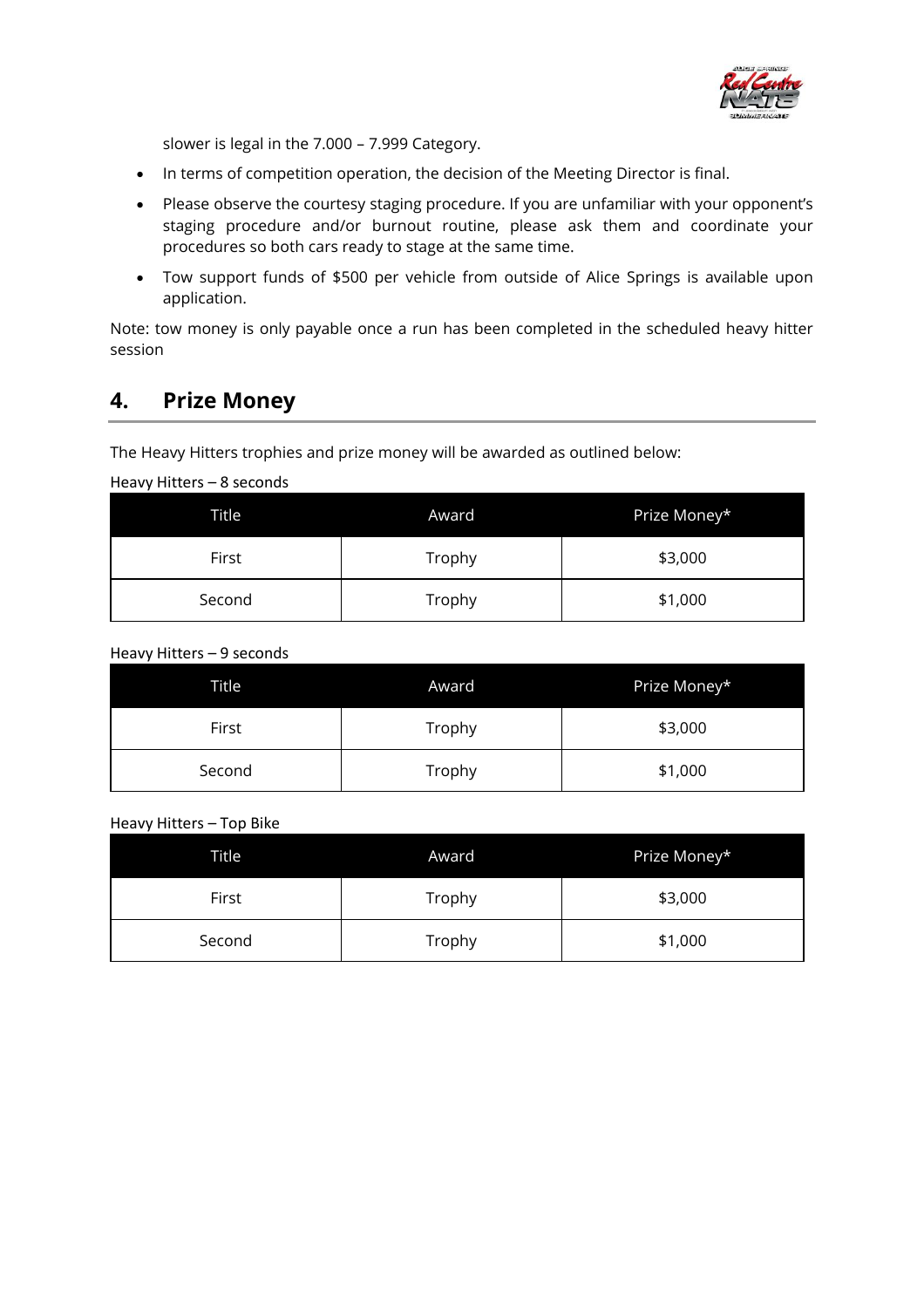slower is legal in the 7.000 – 7.999 Category.

- In terms of competition operation, the decision of the Meeting Director is final.
- Please observe the courtesy staging procedure. If you are unfamiliar with your opponent's staging procedure and/or burnout routine, please ask them and coordinate your procedures so both cars ready to stage at the same time.
- Tow support funds of $500 per vehicle from outside of Alice Springs is available upon application.

Note: tow money is only payable once a run has been completed in the scheduled heavy hitter session

## 4. Prize Money

The Heavy Hitters trophies and prize money will be awarded as outlined below:

Heavy Hitters – 8 seconds

| Title | Award | Prize Money* |
|---|---|---|
| First | Trophy | $3,000 |
| Second | Trophy | $1,000 |

Heavy Hitters – 9 seconds

| Title | Award | Prize Money* |
|---|---|---|
| First | Trophy | $3,000 |
| Second | Trophy | $1,000 |

Heavy Hitters – Top Bike

| Title | Award | Prize Money* |
|---|---|---|
| First | Trophy | $3,000 |
| Second | Trophy | $1,000 |